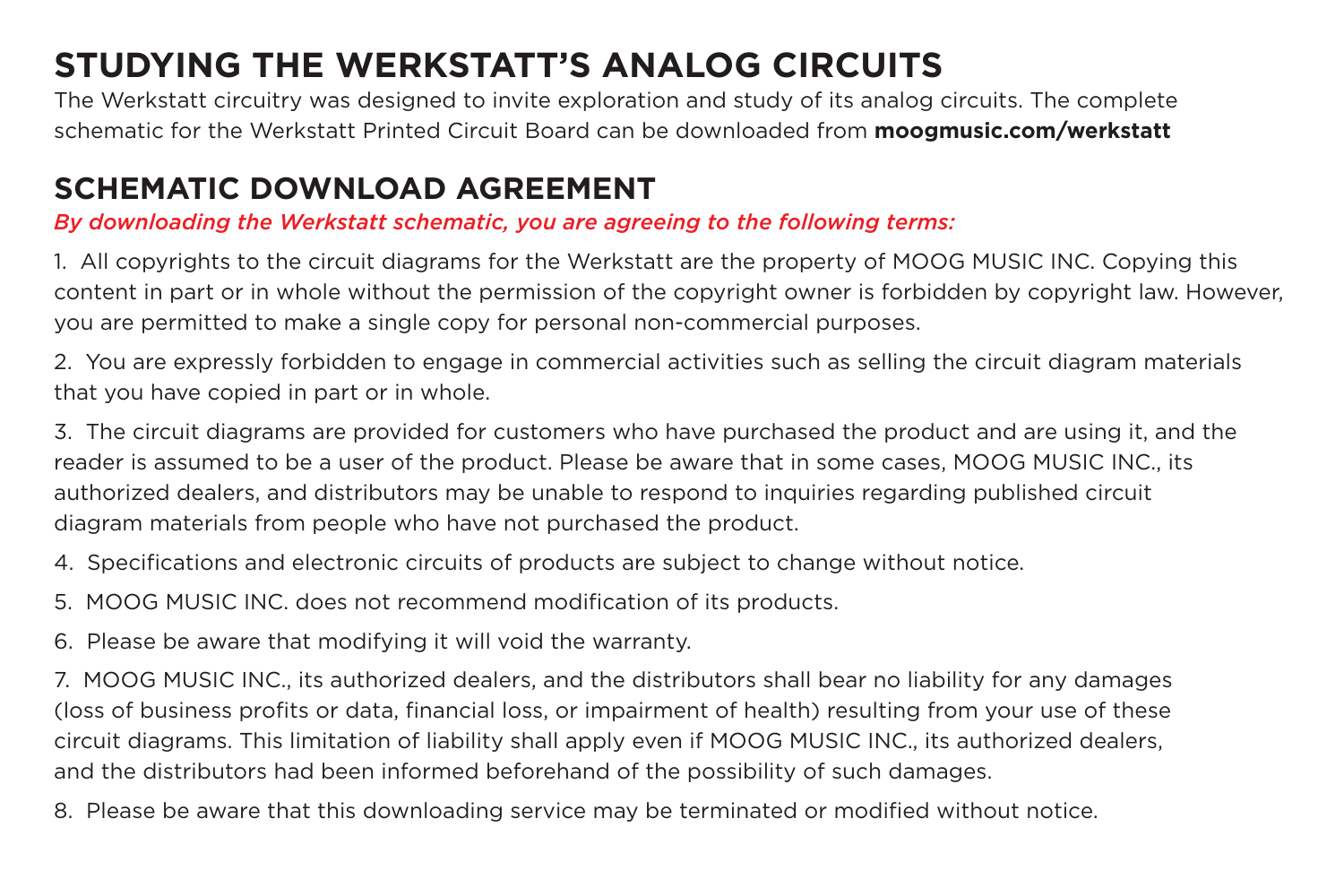# STUDYING THE WERKSTATT'S ANALOG CIRCUITS

The Werkstatt circuitry was designed to invite exploration and study of its analog circuits. The complete schematic for the Werkstatt Printed Circuit Board can be downloaded from **moogmusic.com/werkstatt**

## SCHEMATIC DOWNLOAD AGREEMENT

***By downloading the Werkstatt schematic, you are agreeing to the following terms:***

1. All copyrights to the circuit diagrams for the Werkstatt are the property of MOOG MUSIC INC. Copying this content in part or in whole without the permission of the copyright owner is forbidden by copyright law. However, you are permitted to make a single copy for personal non-commercial purposes.

2. You are expressly forbidden to engage in commercial activities such as selling the circuit diagram materials that you have copied in part or in whole.

3. The circuit diagrams are provided for customers who have purchased the product and are using it, and the reader is assumed to be a user of the product. Please be aware that in some cases, MOOG MUSIC INC., its authorized dealers, and distributors may be unable to respond to inquiries regarding published circuit diagram materials from people who have not purchased the product.

4. Specifications and electronic circuits of products are subject to change without notice.

5. MOOG MUSIC INC. does not recommend modification of its products.

6. Please be aware that modifying it will void the warranty.

7. MOOG MUSIC INC., its authorized dealers, and the distributors shall bear no liability for any damages (loss of business profits or data, financial loss, or impairment of health) resulting from your use of these circuit diagrams. This limitation of liability shall apply even if MOOG MUSIC INC., its authorized dealers, and the distributors had been informed beforehand of the possibility of such damages.

8. Please be aware that this downloading service may be terminated or modified without notice.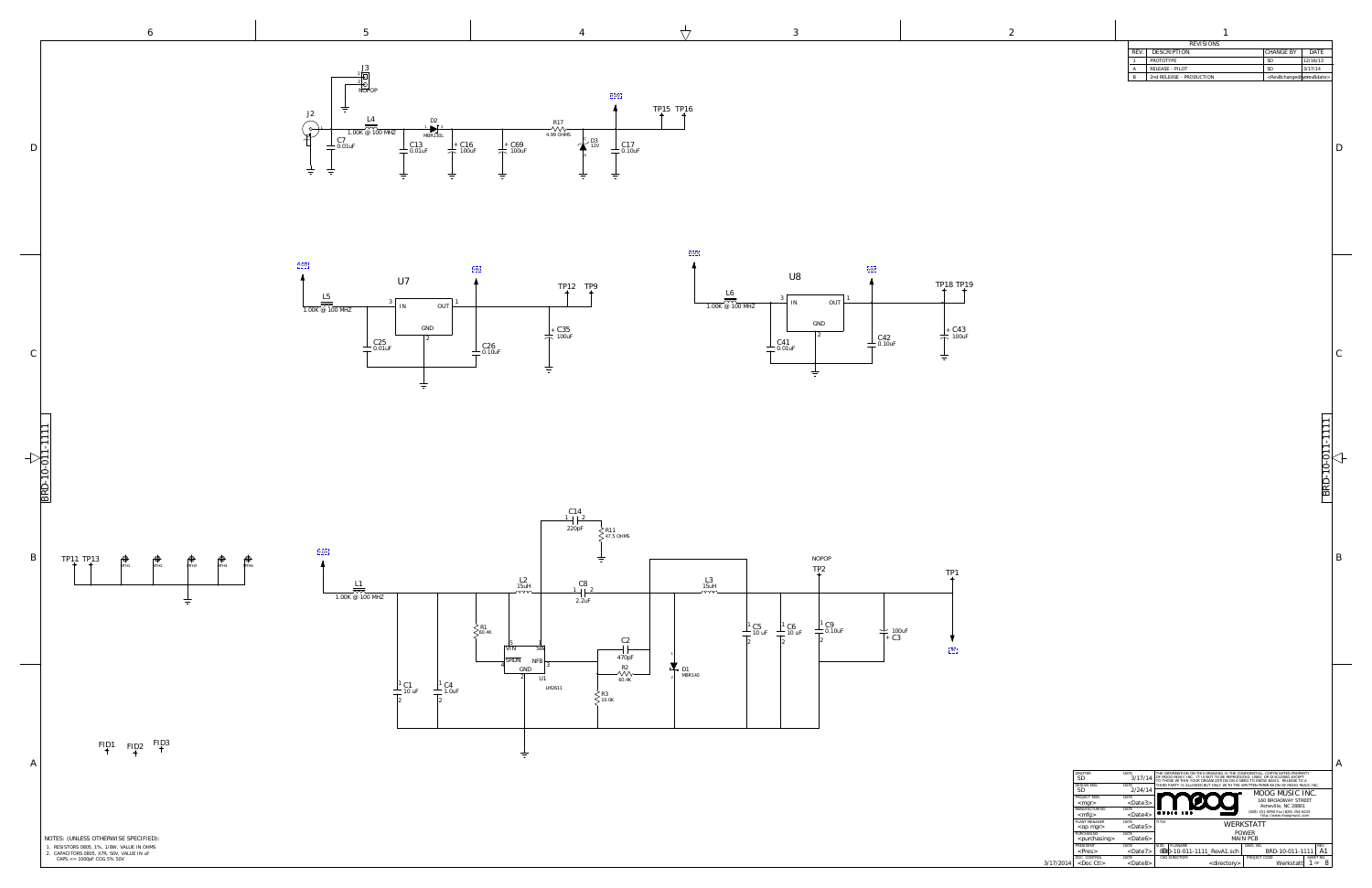| REV. | DESCRIPTION | CHANGE BY | DATE |
| --- | --- | --- | --- |
| 1 | PROTOTYPE | SD | 12/16/13 |
| A | RELEASE - PILOT | SD | 3/17/14 |
| B | 2nd RELEASE - PRODUCTION | <RevBchangedby> | <revBdate> |

J3
NOPOP
J2
L4
1.00K @ 100 MHZ
C7
0.01uF
D2
MBR130L
C13
0.01uF
C16
100uF
C69
100uF
R17
4.99 OHMS
D3
12V
C17
0.10uF
TP15 TP16

L5
1.00K @ 100 MHZ
U7
IN OUT
GND
C25
0.01uF
C26
0.10uF
TP12 TP9
C35
100uF

L6
1.00K @ 100 MHZ
U8
IN OUT
GND
C41
0.01uF
C42
0.10uF
TP18 TP19
C43
100uF

TP11 TP13
MTH1 MTH2 MTH3 MTH4 MTH5

C14
220pF
R11
47.5 OHMS
L1
1.00K @ 100 MHZ
L2
15uH
C8
2.2uF
L3
15uH
NOPOP
TP2
TP1
R1
60.4K
VIN SW
SHDN NFB
GND
U1
LM2611
C2
470pF
R2
60.4K
R3
10.0K
D1
MBR140
C1
10 uF
C4
1.0uF
C5
10 uF
C6
10 uF
C9
0.10uF
100uF
C3

FID1 FID2 FID3

NOTES: (UNLESS OTHERWISE SPECIFIED):
1. RESISTORS 0805, 1%, 1/8W, VALUE IN OHMS
2. CAPACITORS 0805, X7R, 50V, VALUE IN uF
CAPS <= 1000pF COG 5% 50V

BRD-10-011-1111

| | | | |
| --- | --- | --- | --- |
| DRAFTER: SD | DATE: 3/17/14 | THE INFORMATION ON THIS DRAWING IS THE CONFIDENTIAL, COPYRIGHTED PROPERTY OF MOOG MUSIC INC. IT IS NOT TO BE REPRODUCED, USED, OR DISCLOSED EXCEPT TO THOSE WITHIN YOUR ORGANIZATION ON A NEED TO KNOW BASIS. RELEASE TO A THIRD PARTY IS ALLOWED BUT ONLY WITH THE WRITTEN PERMISSION OF MOOG MUSIC INC. | |
| DESIGN ENG: SD | DATE: 2/24/14 | MOOG MUSIC INC. 160 BROADWAY STREET Asheville, NC 28801 (828) 251-0090 Fax (828) 254-6233 http://www.moogmusic.com | |
| PROJECT MGR: <mgr> | DATE: <Date3> | | |
| MANUFACTURING: <mfg> | DATE: <Date4> | | |
| PLANT MANAGER: <op mgr> | DATE: <Date5> | TITLE: WERKSTATT POWER MAIN PCB | |
| PURCHASING: <purchasing> | DATE: <Date6> | | |
| PRESIDENT: <Pres> | DATE: <Date7> | SIZE: B | FILENAME: BRD-10-011-1111_RevA1.sch | DWG. NO. BRD-10-011-1111 | REV A1 |
| DOC. CONTROL: <Doc Ctl> | DATE: <Date8> | CAD DIRECTORY: <directory> | PROJECT CODE: Werkstatt | SHEET NO. 1 OF 8 |

3/17/2014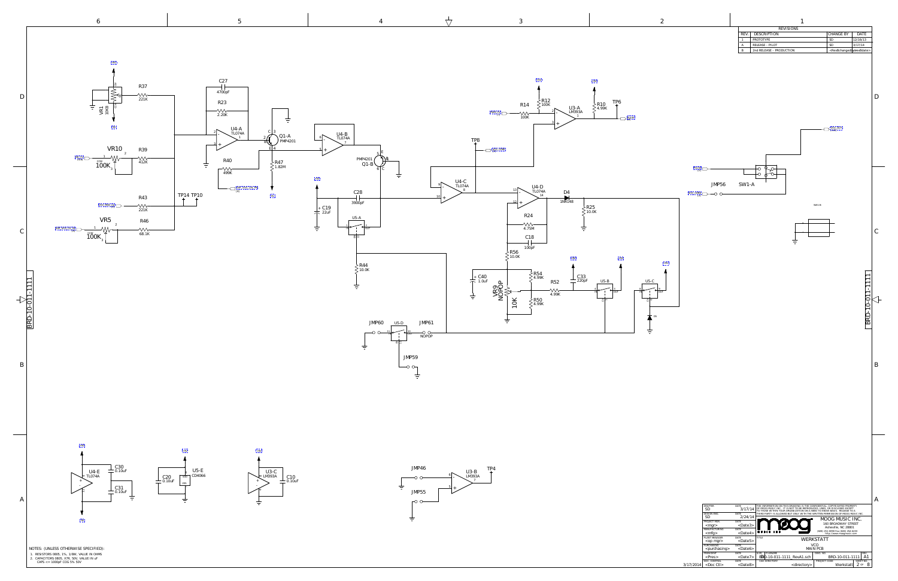| REV. | DESCRIPTION | CHANGE BY | DATE |
| --- | --- | --- | --- |
| 1 | PROTOTYPE | SD | 12/16/13 |
| A | RELEASE - PILOT | SD | 3/17/14 |
| B | 2nd RELEASE - PRODUCTION | <RevBchangedby> | <RevBdate> |

VR1 10K8, R37 221K, VR10 100K, R39 412K, R43 221K, VR5 100K, R46 68.1K, TP14, TP10, C27 4700pF, R23 2.20K, U4-A TL074A, R40 499K, Q1-A PMP4201, R47 1.82M, U4-B TL074A, Q1-B PMP4201, C28 3900pF, C19 22uF, U5-A, R44 10.0K, TP8, U4-C TL074A, U4-D TL074A, D4 1N4148, R25 10.0K, R24 4.75M, C18 100pF, R56 10.0K, C40 1.0uF, VR9 NOPOP 10K, R54 4.99K, R50 4.99K, R52 4.99K, C33 220pF, U5-B, U5-C, R14 100K, R12 100K, U3-A LM393A, R10 4.99K, TP6, JMP56, SW1-A, JMP60, U5-D, JMP61 NOPOP, JMP59, U4-E TL074A, C30 0.10uF, C31 0.10uF, C20 0.10uF, U5-E CD4066, U3-C LM393A, C10 0.10uF, JMP46, JMP55, U3-B LM393A, TP4

BRD-10-011-1111

NOTES: (UNLESS OTHERWISE SPECIFIED):
1. RESISTORS 0805, 1%, 1/8W, VALUE IN OHMS
2. CAPACITORS 0805, X7R, 50V, VALUE IN uF
 CAPS <= 1000pF COG 5% 50V

THE INFORMATION ON THIS DRAWING IS THE CONFIDENTIAL, COPYRIGHTED PROPERTY OF MOOG MUSIC INC. IT IS NOT TO BE REPRODUCED, USED, OR DISCLOSED EXCEPT TO THOSE WITHIN YOUR ORGANIZATION ON A NEED TO KNOW BASIS. RELEASE TO A THIRD PARTY IS ALLOWED BUT ONLY WITH THE WRITTEN PERMISSION OF MOOG MUSIC INC.

MOOG MUSIC INC.
160 BROADWAY STREET
Asheville, NC 28801
(828) 251-0090 Fax (828) 254-6233
http://www.moogmusic.com

| Role | Name | Date |
| --- | --- | --- |
| DRAFTER | SD | 3/17/14 |
| DESIGN ENG. | SD | 2/24/14 |
| PROJECT MGR. | <mgr> | <Date3> |
| MANUFACTURING | <mfg> | <Date4> |
| PLANT MANAGER | <op mgr> | <Date5> |
| PURCHASING | <purchasing> | <Date6> |
| PRESIDENT | <Pres> | <Date7> |
| DOC. CONTROL | <Doc Ctl> | <Date8> |

TITLE: WERKSTATT VCO MAIN PCB

SIZE: B; FILENAME: BRD-10-011-1111_RevA1.sch; DWG. NO.: BRD-10-011-1111; REV: A1

CAD DIRECTORY: <directory>; PROJECT CODE: Werkstatt; SHEET NO. 2 OF 8

3/17/2014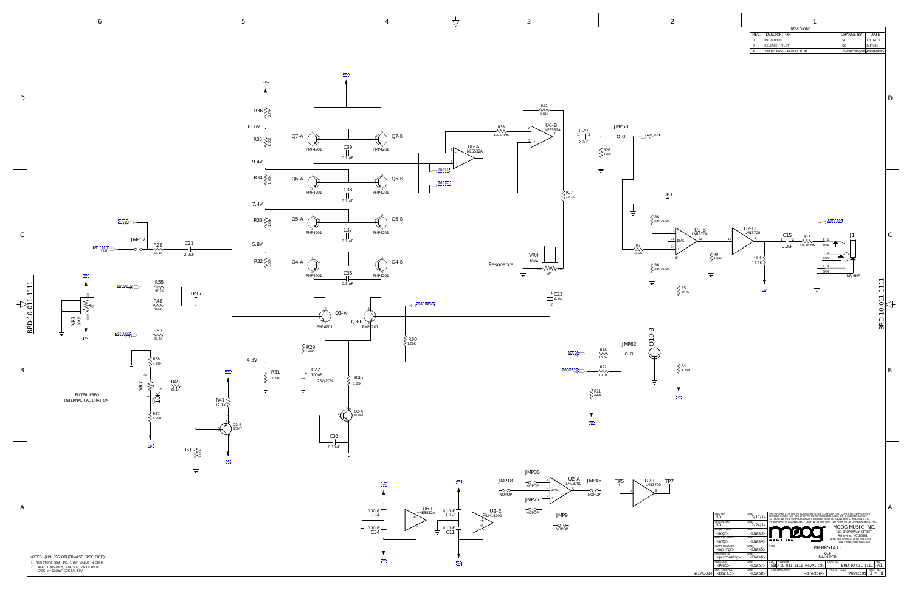| REV. | DESCRIPTION | CHANGE BY | DATE |
|---|---|---|---|
| 1 | PROTOTYPE | SD | 12/16/13 |
| A | RELEASE - PILOT | SD | 3/17/14 |
| B | 2nd RELEASE - PRODUCTION | <RevBchangedby> | <RevBdate> |

FILTER_FREQ
INTERNAL CALIBRATION

Resonance

NOTES: (UNLESS OTHERWISE SPECIFIED):

1. RESISTORS 0805, 1%, 1/8W, VALUE IN OHMS
2. CAPACITORS 0805, X7R, 50V, VALUE IN uF
   CAPS <= 1000pF COG 5% 50V

| | | |
|---|---|---|
| DRAFTER SD | DATE 3/17/14 | THE INFORMATION ON THIS DRAWING IS THE CONFIDENTIAL, COPYRIGHTED PROPERTY OF MOOG MUSIC INC. IT IS NOT TO BE REPRODUCED, USED, OR DISCLOSED EXCEPT TO THOSE WITHIN YOUR ORGANIZATION ON A NEED-TO-KNOW BASIS. RELEASE TO A THIRD PARTY IS ALLOWED BUT ONLY WITH THE WRITTEN PERMISSION OF MOOG MUSIC INC. |
| DESIGN ENG. SD | DATE 2/24/14 | |
| PROJECT MGR. <mgr> | DATE <Date3> | MOOG MUSIC INC. 160 BROADWAY STREET Asheville, NC 28801 |
| MANUFACTURING <mfg> | DATE <Date4> | |
| PLANT MANAGER <op mgr> | DATE <Date5> | TITLE WERKSTATT VCF MAIN PCB |
| PURCHASING <purchasing> | DATE <Date6> | |
| PRESIDENT <Pres> | DATE <Date7> | SIZE B FILENAME BRD-10-011-1111_RevA1.sch DWG. NO. BRD-10-011-1111 REV A1 |
| DOC. CONTROL <Doc Ctl> | DATE <Date8> | CAD DIRECTORY <directory> PROJECT CODE Werkstatt SHEET NO. 3 OF 8 |

3/17/2014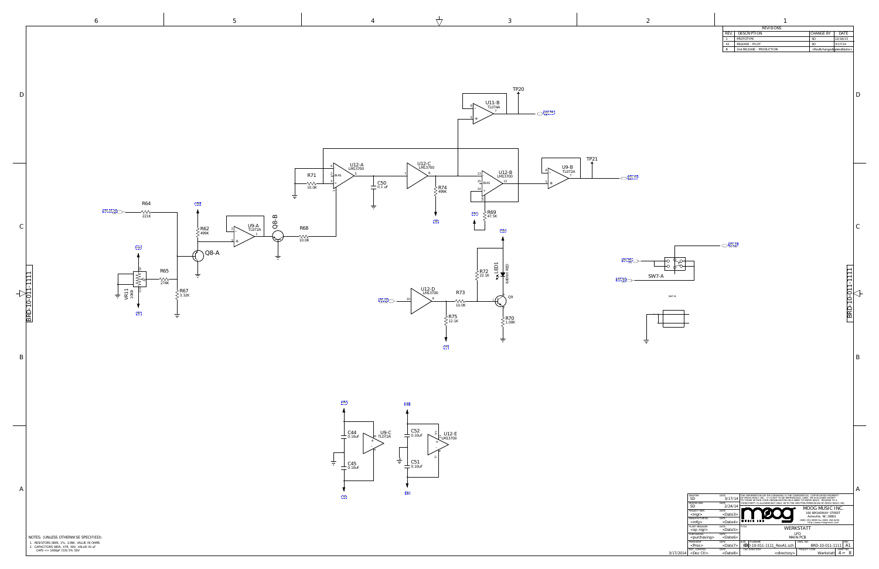## REVISIONS

| REV. | DESCRIPTION | CHANGE BY | DATE |
|---|---|---|---|
| 1 | PROTOTYPE | SD | 12/16/13 |
| A1 | RELEASE - PILOT | SD | 3/17/14 |
| B | 2nd RELEASE - PRODUCTION | <RevBchangedby> | <revBdate> |

TP20

U11-B TL074A

TP21

U9-B TL072A

U12-A LM13700

U12-C LM13700

U12-B LM13700

R71 10.0K

C50 0.1 uF

R74 499K

R69 47.5K

R64 221K

R62 499K

U9-A TL072A

Q8-B

Q8-A

R68 10.0K

VR11 10KB

R65 274K

R67 3.32K

R72 22.1K

LED1 RED

U12-D LM13700

R73 10.0K

R75 12.1K

Q9

R70 1.00K

SW7-A

SW7-B

C44 0.10uF

C45 0.10uF

U9-C TL072A

C52 0.10uF

C51 0.10uF

U12-E LM13700

NOTES: (UNLESS OTHERWISE SPECIFIED):

1. RESISTORS 0805, 1%, 1/8W, VALUE IN OHMS
2. CAPACITORS 0805, X7R, 50V, VALUE IN uF
   CAPS <= 1000pF COG 5% 50V

| | | |
|---|---|---|
| DRAFTER SD | DATE 3/17/14 | THE INFORMATION ON THIS DRAWING IS THE CONFIDENTIAL, COPYRIGHTED PROPERTY OF MOOG MUSIC INC. IT IS NOT TO BE REPRODUCED, USED, OR DISCLOSED EXCEPT TO THOSE WITHIN YOUR ORGANIZATION ON A NEED TO KNOW BASIS. RELEASE TO A THIRD PARTY IS ALLOWED BUT ONLY WITH THE WRITTEN PERMISSION OF MOOG MUSIC INC. |
| DESIGN ENG. SD | DATE 2/24/14 | MOOG MUSIC INC. 160 BROADWAY STREET Asheville, NC 28801 (828) 251-0090 Fax (828) 254-6233 http://www.moogmusic.com |
| PROJECT MGR. <mgr> | DATE <Date3> | |
| MANUFACTURING <mfg> | DATE <Date4> | |
| PLANT MANAGER <op mgr> | DATE <Date5> | TITLE WERKSTATT LFO MAIN PCB |
| PURCHASING <purchasing> | DATE <Date6> | |
| PRESIDENT <Pres> | DATE <Date7> | SIZE B FILENAME BRD-10-011-1111_RevA1.sch DWG. NO. BRD-10-011-1111 REV A1 |
| DOC. CONTROL <Doc Ctl> | DATE <Date8> | CAD DIRECTORY <directory> PROJECT CODE Werkstatt SHEET NO. 4 OF 8 |

3/17/2014

BRD-10-011-1111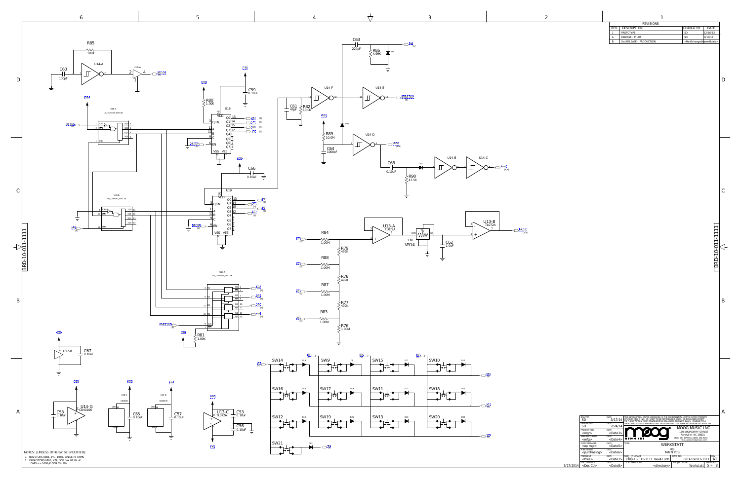| REV. | DESCRIPTION | CHANGE BY | DATE |
|---|---|---|---|
| 1 | PROTOTYPE | SD | 12/16/13 |
| A | RELEASE - PILOT | SD | 3/17/14 |
| B | 2nd RELEASE - PRODUCTION | <RevBchangedby> | <RevBdate> |

NOTES: (UNLESS OTHERWISE SPECIFIED):

1. RESISTORS 0805, 1%, 1/8W, VALUE IN OHMS
2. CAPACITORS 0805, X7R, 50V, VALUE IN uF
   CAPS <= 1000pF COG 5% 50V

| Role | Name | Date |
|---|---|---|
| DRAFTER | SD | 3/17/14 |
| DESIGN ENG | SD | 2/24/14 |
| PROJECT MGR | <mgr> | <Date3> |
| MANUFACTURING | <mfg> | <Date4> |
| PLANT MANAGER | <op mgr> | <Date5> |
| PURCHASING | <purchasing> | <Date6> |
| PRESIDENT | <Pres> | <Date7> |
| DOC CONTROL | <Doc Ctl> | <Date8> |

THE INFORMATION ON THIS DRAWING IS THE CONFIDENTIAL, COPYRIGHTED PROPERTY OF MOOG MUSIC INC. IT IS NOT TO BE REPRODUCED, USED, OR DISCLOSED EXCEPT TO THOSE WITHIN YOUR ORGANIZATION ON A NEED TO KNOW BASIS. RELEASE TO A THIRD PARTY IS ALLOWED BUT ONLY WITH THE WRITTEN PERMISSION OF MOOG MUSIC INC.

MOOG MUSIC INC.
160 BROADWAY STREET
Asheville, NC 28801
(828) 251-0090 Fax (828) 254-6233
http://www.moogmusic.com

TITLE: WERKSTATT — KB MAIN PCB

SIZE: B | FILENAME: BRD-10-011-1111_RevA1.sch | DWG. NO.: BRD-10-011-1111 | REV: A1

CAD DIRECTORY: <directory> | PROJECT CODE: Werkstatt | SHEET NO.: 5 OF 8

3/17/2014

BRD-10-011-1111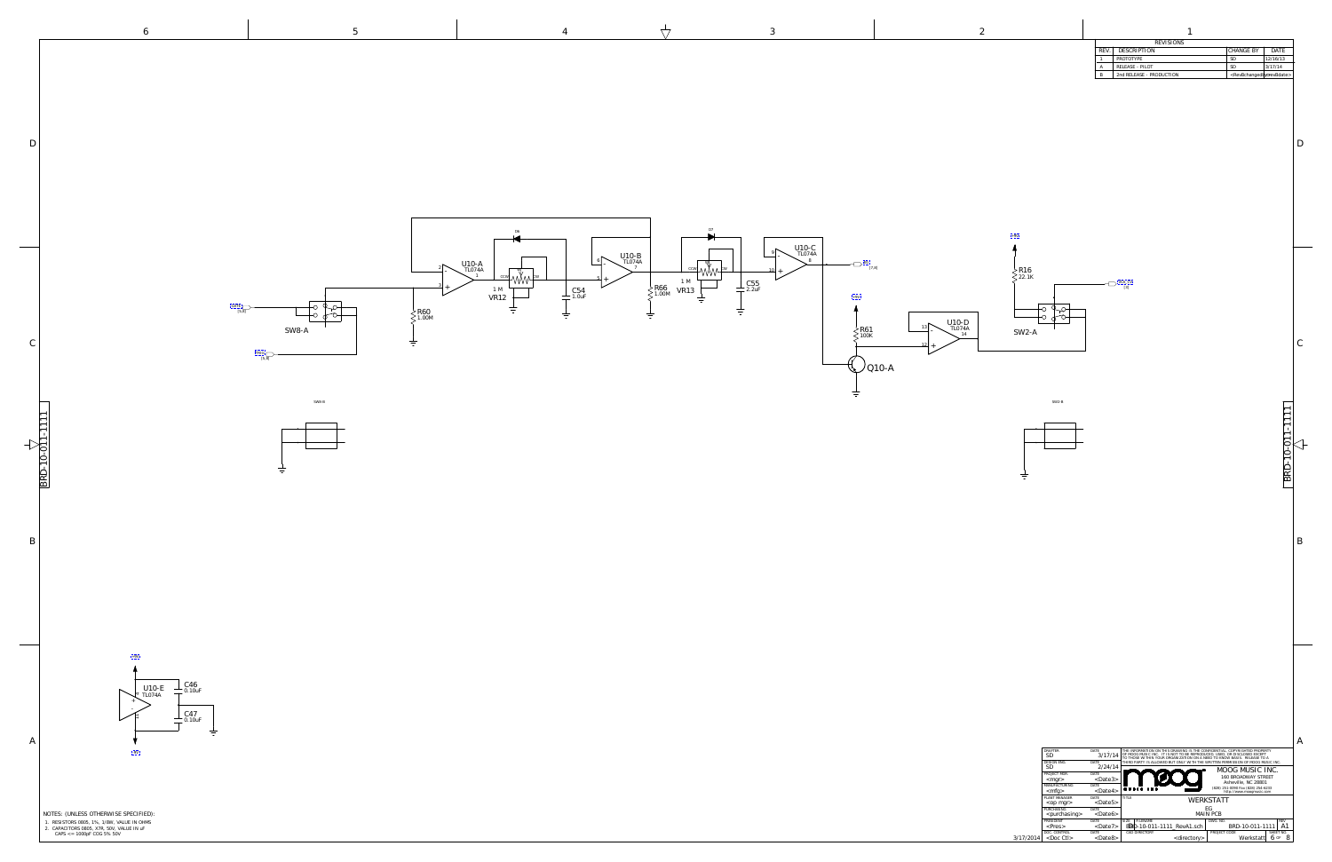| REV. | DESCRIPTION | CHANGE BY | DATE |
|---|---|---|---|
| 1 | PROTOTYPE | SD | 12/16/13 |
| A | RELEASE - PILOT | SD | 3/17/14 |
| B | 2nd RELEASE - PRODUCTION | <RevBchangedby> | <revBdate> |

U10-A TL074A

U10-B TL074A

U10-C TL074A

U10-D TL074A

U10-E TL074A

D6

D7

VR12 1 M

VR13 1 M

C54 1.0uF

C55 2.2uF

R66 1.00M

R60 1.00M

R61 100K

R16 22.1K

C46 0.10uF

C47 0.10uF

SW8-A

SW8-B

SW2-A

SW2-B

Q10-A

NOTES: (UNLESS OTHERWISE SPECIFIED):

1. RESISTORS 0805, 1%, 1/8W, VALUE IN OHMS
2. CAPACITORS 0805, X7R, 50V, VALUE IN uF
   CAPS <= 1000pF COG 5% 50V

| DRAFTER | DATE |
|---|---|
| SD | 3/17/14 |
| DESIGN ENG. | DATE |
| SD | 2/24/14 |
| PROJECT MGR. | DATE |
| <mgr> | <Date3> |
| MANUFACTURING | DATE |
| <mfg> | <Date4> |
| PLANT MANAGER | DATE |
| <op mgr> | <Date5> |
| PURCHASING | DATE |
| <purchasing> | <Date6> |
| PRESIDENT | DATE |
| <Pres> | <Date7> |
| DOC. CONTROL | DATE |
| <Doc Ctl> | <Date8> |

THE INFORMATION ON THIS DRAWING IS THE CONFIDENTIAL, COPYRIGHTED PROPERTY OF MOOG MUSIC INC. IT IS NOT TO BE REPRODUCED, USED, OR DISCLOSED EXCEPT TO THOSE WITHIN YOUR ORGANIZATION ON A NEED TO KNOW BASIS. RELEASE TO A THIRD PARTY IS ALLOWED BUT ONLY WITH THE WRITTEN PERMISSION OF MOOG MUSIC INC.

MOOG MUSIC INC.
160 BROADWAY STREET
Asheville, NC 28801

TITLE: WERKSTATT — EG — MAIN PCB

FILENAME: BRD-10-011-1111_RevA1.sch

DWG. NO.: BRD-10-011-1111

REV: A1

PROJECT CODE: Werkstatt

SHEET: 6 OF 8

3/17/2014

BRD-10-011-1111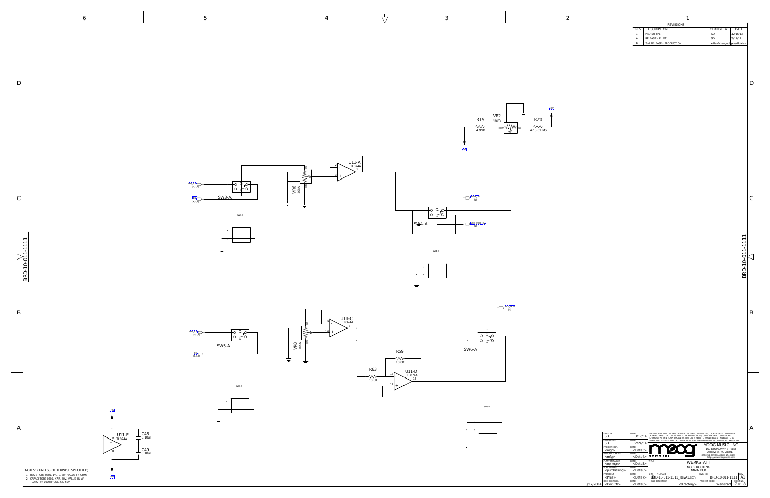| REV. | DESCRIPTION | CHANGE BY | DATE |
|---|---|---|---|
| 1 | PROTOTYPE | SD | 12/16/13 |
| A | RELEASE - PILOT | SD | 3/17/14 |
| B | 2nd RELEASE - PRODUCTION | <RevBchangedBy> | <RevBdate> |

R19 4.99K

VR2 10KB

R20 47.5 OHMS

U11-A TL074A

VR6 10KA

SW3-A

SW3-B

SW4-A

SW4-B

U11-C TL074A

VR8 10KA

SW5-A

SW5-B

SW6-A

SW6-B

R59 10.0K

R63 10.0K

U11-D TL074A

U11-E TL074A

C48 0.10uF

C49 0.10uF

NOTES: (UNLESS OTHERWISE SPECIFIED):

1. RESISTORS 0805, 1%, 1/8W, VALUE IN OHMS
2. CAPACITORS 0805, X7R, 50V, VALUE IN uF
   CAPS <= 1000pF COG 5% 50V

BRD-10-011-1111

| | | |
|---|---|---|
| DRAFTER: SD | DATE: 3/17/14 | |
| DESIGN ENG: SD | DATE: 2/24/14 | |
| PROJECT MGR: <mgr> | DATE: <Date3> | |
| MANUFACTURING: <mfg> | DATE: <Date4> | |
| PLANT MANAGER: <op mgr> | DATE: <Date5> | |
| PURCHASING: <purchasing> | DATE: <Date6> | |
| PRESIDENT: <Pres> | DATE: <Date7> | |
| DOC CONTROL: <Doc Ctl> | DATE: <Date8> | |

THE INFORMATION ON THIS DRAWING IS THE CONFIDENTIAL, COPYRIGHTED PROPERTY OF MOOG MUSIC INC. IT IS NOT TO BE REPRODUCED, USED, OR DISCLOSED EXCEPT TO THOSE WITHIN YOUR ORGANIZATION ON A NEED-TO-KNOW BASIS. RELEASE TO A THIRD PARTY IS ALLOWED BUT ONLY WITH THE WRITTEN PERMISSION OF MOOG MUSIC INC.

MOOG MUSIC INC.
160 BROADWAY STREET
Asheville, NC 28801
(828) 251-0090 Fax (828) 254-6233
http://www.moogmusic.com

TITLE: WERKSTATT
MOD ROUTING
MAIN PCB

SIZE: B | FILENAME: BRD-10-011-1111_RevA1.sch | DWG. NO.: BRD-10-011-1111 | REV: A1

CAD DIRECTORY: <directory> | PROJECT CODE: Werkstatt | SHEET NO. 7 OF 8

3/17/2014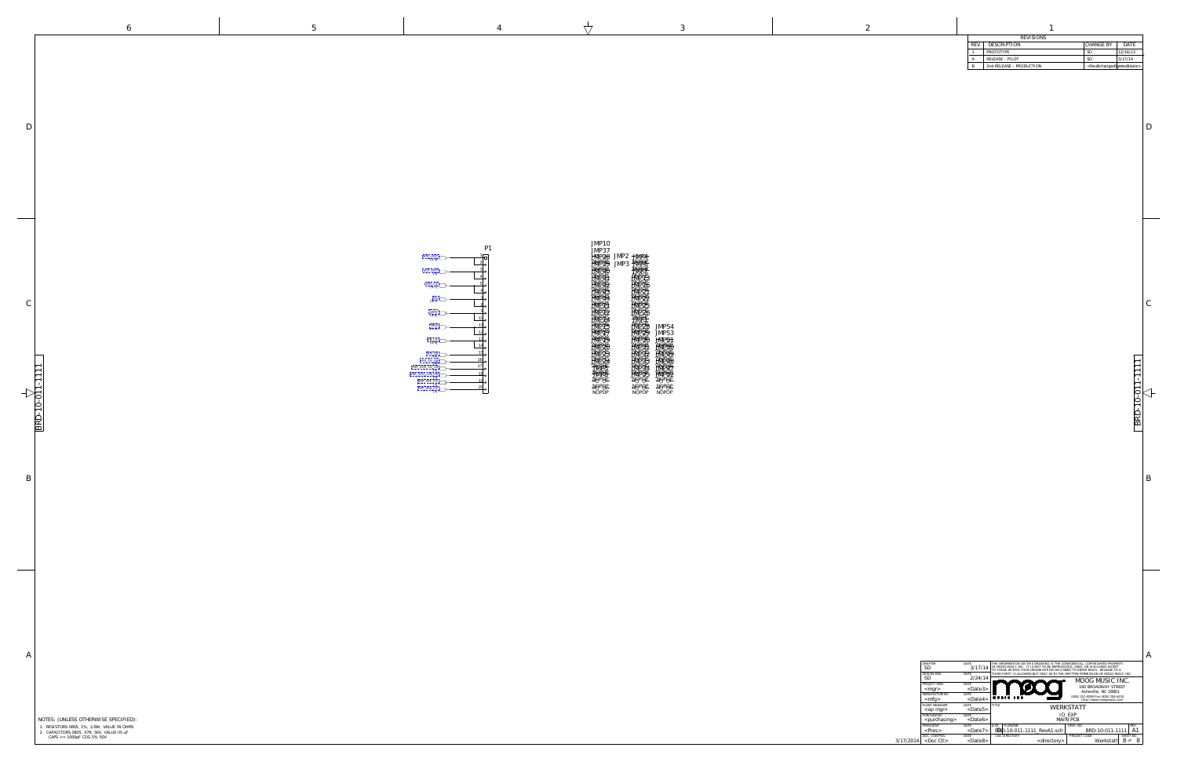## REVISIONS

| REV. | DESCRIPTION | CHANGE BY | DATE |
|---|---|---|---|
| 1 | PROTOTYPE | SD | 12/16/13 |
| A | RELEASE - PILOT | SD | 3/17/14 |
| B | 2nd RELEASE - PRODUCTION | <RevBchangedby> | <revBdate> |

P1

JMP10
JMP37
JMP2
JMP3
JMP54
JMP53

NOPOP NOPOP NOPOP

NOTES: (UNLESS OTHERWISE SPECIFIED):

1. RESISTORS 0805, 1%, 1/8W, VALUE IN OHMS
2. CAPACITORS 0805, X7R, 50V, VALUE IN uF
   CAPS <= 1000pF COG 5% 50V

| | | | |
|---|---|---|---|
| DRAFTER SD | DATE 3/17/14 | THE INFORMATION ON THIS DRAWING IS THE CONFIDENTIAL, COPYRIGHTED PROPERTY OF MOOG MUSIC INC. IT IS NOT TO BE REPRODUCED, USED, OR DISCLOSED EXCEPT TO THOSE WITHIN YOUR ORGANIZATION ON A NEED TO KNOW BASIS. RELEASE TO A THIRD PARTY IS ALLOWED BUT ONLY WITH THE WRITTEN PERMISSION OF MOOG MUSIC INC. | |
| DESIGN ENG SD | DATE 2/24/14 | MOOG MUSIC INC. 160 BROADWAY STREET Asheville, NC 28801 (828) 251-0090 Fax (828) 254-6233 http://www.moogmusic.com | |
| PROJECT MGR. <mgr> | DATE <Date3> | | |
| MANUFACTURING <mfg> | DATE <Date4> | | |
| PLANT MANAGER <op mgr> | DATE <Date5> | TITLE WERKSTATT IO_EXP MAIN PCB | |
| PURCHASING <purchasing> | DATE <Date6> | | |
| PRESIDENT <Pres> | DATE <Date7> | SIZE B FILENAME BRD-10-011-1111_RevA1.sch | DWG. NO. BRD-10-011-1111 REV A1 |
| DOC. CONTROL <Doc Ctl> | DATE <Date8> | CAD DIRECTORY <directory> | PROJECT CODE Werkstatt SHEET NO. 8 OF 8 |

3/17/2014

BRD-10-011-1111